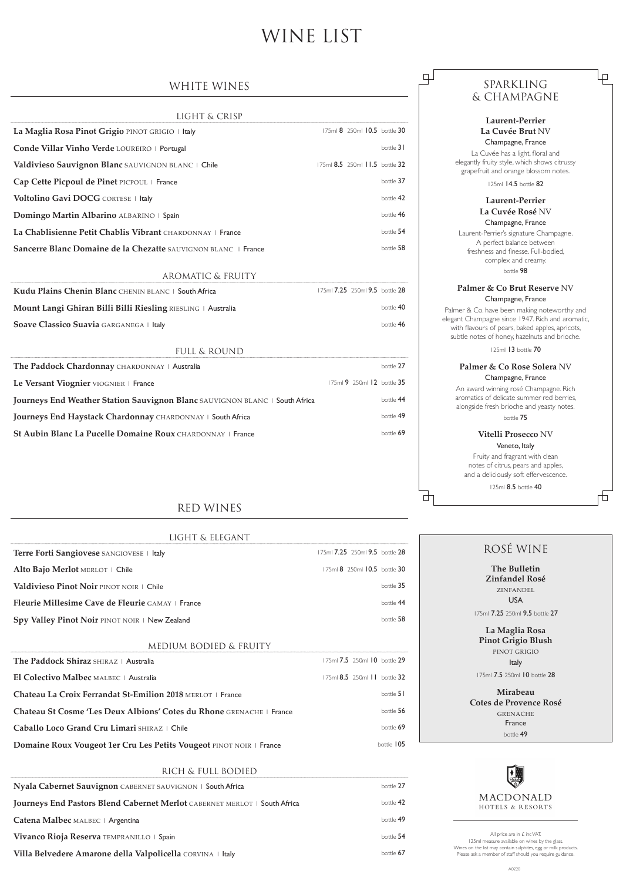# WINE LIST

## WHITE WINES

### LIGHT & CRISP

| Wine | Price |
|---|---|
| **La Maglia Rosa Pinot Grigio** PINOT GRIGIO \| Italy | 175ml 8 250ml 10.5 bottle 30 |
| **Conde Villar Vinho Verde** LOUREIRO \| Portugal | bottle 31 |
| **Valdivieso Sauvignon Blanc** SAUVIGNON BLANC \| Chile | 175ml 8.5 250ml 11.5 bottle 32 |
| **Cap Cette Picpoul de Pinet** PICPOUL \| France | bottle 37 |
| **Voltolino Gavi DOCG** CORTESE \| Italy | bottle 42 |
| **Domingo Martin Albarino** ALBARINO \| Spain | bottle 46 |
| **La Chablisienne Petit Chablis Vibrant** CHARDONNAY \| France | bottle 54 |
| **Sancerre Blanc Domaine de la Chezatte** SAUVIGNON BLANC \| France | bottle 58 |

### AROMATIC & FRUITY

| Wine | Price |
|---|---|
| **Kudu Plains Chenin Blanc** CHENIN BLANC \| South Africa | 175ml 7.25 250ml 9.5 bottle 28 |
| **Mount Langi Ghiran Billi Billi Riesling** RIESLING \| Australia | bottle 40 |
| **Soave Classico Suavia** GARGANEGA \| Italy | bottle 46 |

### FULL & ROUND

| Wine | Price |
|---|---|
| **The Paddock Chardonnay** CHARDONNAY \| Australia | bottle 27 |
| **Le Versant Viognier** VIOGNIER \| France | 175ml 9 250ml 12 bottle 35 |
| **Journeys End Weather Station Sauvignon Blanc** SAUVIGNON BLANC \| South Africa | bottle 44 |
| **Journeys End Haystack Chardonnay** CHARDONNAY \| South Africa | bottle 49 |
| **St Aubin Blanc La Pucelle Domaine Roux** CHARDONNAY \| France | bottle 69 |

## RED WINES

### LIGHT & ELEGANT

| Wine | Price |
|---|---|
| **Terre Forti Sangiovese** SANGIOVESE \| Italy | 175ml 7.25 250ml 9.5 bottle 28 |
| **Alto Bajo Merlot** MERLOT \| Chile | 175ml 8 250ml 10.5 bottle 30 |
| **Valdivieso Pinot Noir** PINOT NOIR \| Chile | bottle 35 |
| **Fleurie Millesime Cave de Fleurie** GAMAY \| France | bottle 44 |
| **Spy Valley Pinot Noir** PINOT NOIR \| New Zealand | bottle 58 |

### MEDIUM BODIED & FRUITY

| Wine | Price |
|---|---|
| **The Paddock Shiraz** SHIRAZ \| Australia | 175ml 7.5 250ml 10 bottle 29 |
| **El Colectivo Malbec** MALBEC \| Australia | 175ml 8.5 250ml 11 bottle 32 |
| **Chateau La Croix Ferrandat St-Emilion 2018** MERLOT \| France | bottle 51 |
| **Chateau St Cosme 'Les Deux Albions' Cotes du Rhone** GRENACHE \| France | bottle 56 |
| **Caballo Loco Grand Cru Limari** SHIRAZ \| Chile | bottle 69 |
| **Domaine Roux Vougeot 1er Cru Les Petits Vougeot** PINOT NOIR \| France | bottle 105 |

### RICH & FULL BODIED

| Wine | Price |
|---|---|
| **Nyala Cabernet Sauvignon** CABERNET SAUVIGNON \| South Africa | bottle 27 |
| **Journeys End Pastors Blend Cabernet Merlot** CABERNET MERLOT \| South Africa | bottle 42 |
| **Catena Malbec** MALBEC \| Argentina | bottle 49 |
| **Vivanco Rioja Reserva** TEMPRANILLO \| Spain | bottle 54 |
| **Villa Belvedere Amarone della Valpolicella** CORVINA \| Italy | bottle 67 |

## SPARKLING & CHAMPAGNE

**Laurent-Perrier**
**La Cuvée Brut** NV
Champagne, France

La Cuvée has a light, floral and elegantly fruity style, which shows citrussy grapefruit and orange blossom notes.

125ml 14.5 bottle 82

**Laurent-Perrier**
**La Cuvée Rosé** NV
Champagne, France

Laurent-Perrier's signature Champagne. A perfect balance between freshness and finesse. Full-bodied, complex and creamy.

bottle 98

**Palmer & Co Brut Reserve** NV
Champagne, France

Palmer & Co. have been making noteworthy and elegant Champagne since 1947. Rich and aromatic, with flavours of pears, baked apples, apricots, subtle notes of honey, hazelnuts and brioche.

125ml 13 bottle 70

**Palmer & Co Rose Solera** NV
Champagne, France

An award winning rosé Champagne. Rich aromatics of delicate summer red berries, alongside fresh brioche and yeasty notes.

bottle 75

**Vitelli Prosecco** NV
Veneto, Italy

Fruity and fragrant with clean notes of citrus, pears and apples, and a deliciously soft effervescence.

125ml 8.5 bottle 40

## ROSÉ WINE

**The Bulletin Zinfandel Rosé**
ZINFANDEL
USA
175ml 7.25 250ml 9.5 bottle 27

**La Maglia Rosa Pinot Grigio Blush**
PINOT GRIGIO
Italy
175ml 7.5 250ml 10 bottle 28

**Mirabeau Cotes de Provence Rosé**
GRENACHE
France
bottle 49

MACDONALD HOTELS & RESORTS

All price are in £ inc VAT.
125ml measure available on wines by the glass.
Wines on the list may contain sulphites, egg or milk products.
Please ask a member of staff should you require guidance.

A0220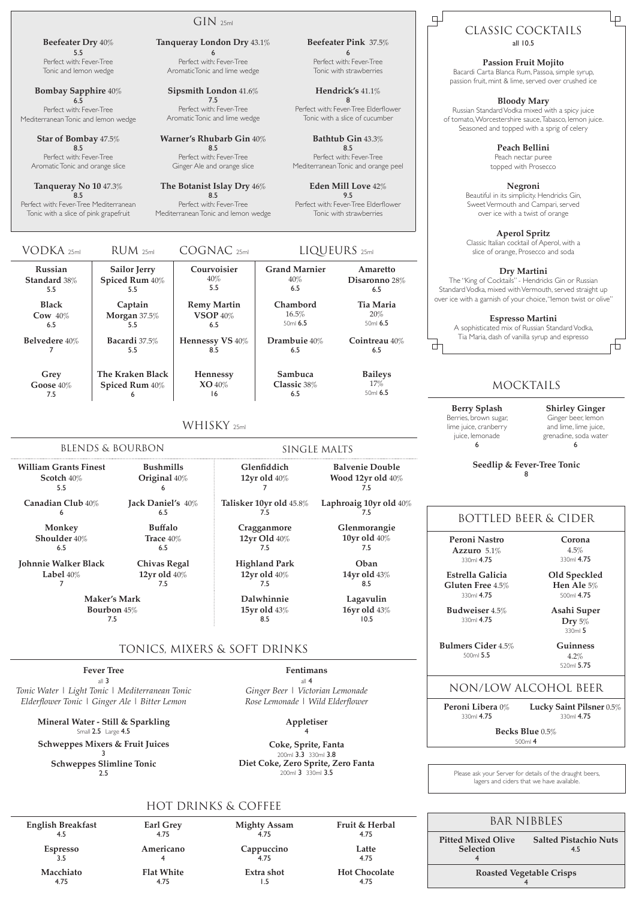# GIN 25ml

**Beefeater Dry** 40%
5.5
Perfect with: Fever-Tree Tonic and lemon wedge

**Tanqueray London Dry** 43.1%
6
Perfect with: Fever-Tree AromaticTonic and lime wedge

**Beefeater Pink** 37.5%
6
Perfect with: Fever-Tree Tonic with strawberries

**Bombay Sapphire** 40%
6.5
Perfect with: Fever-Tree Mediterranean Tonic and lemon wedge

**Sipsmith London** 41.6%
7.5
Perfect with: Fever-Tree Aromatic Tonic and lime wedge

**Hendrick's** 41.1%
8
Perfect with: Fever-Tree Elderflower Tonic with a slice of cucumber

**Star of Bombay** 47.5%
8.5
Perfect with: Fever-Tree Aromatic Tonic and orange slice

**Warner's Rhubarb Gin** 40%
8.5
Perfect with: Fever-Tree Ginger Ale and orange slice

**Bathtub Gin** 43.3%
8.5
Perfect with: Fever-Tree Mediterranean Tonic and orange peel

**Tanqueray No 10** 47.3%
8.5
Perfect with: Fever-Tree Mediterranean Tonic with a slice of pink grapefruit

**The Botanist Islay Dry** 46%
8.5
Perfect with: Fever-Tree Mediterranean Tonic and lemon wedge

**Eden Mill Love** 42%
9.5
Perfect with: Fever-Tree Elderflower Tonic with strawberries

## VODKA 25ml

**Russian Standard** 38%
5.5

**Black Cow** 40%
6.5

**Belvedere** 40%
7

**Grey Goose** 40%
7.5

## RUM 25ml

**Sailor Jerry Spiced Rum** 40%
5.5

**Captain Morgan** 37.5%
5.5

**Bacardi** 37.5%
5.5

**The Kraken Black Spiced Rum** 40%
6

## COGNAC 25ml

**Courvoisier** 40%
5.5

**Remy Martin VSOP** 40%
6.5

**Hennessy VS** 40%
8.5

**Hennessy XO** 40%
16

## LIQUEURS 25ml

**Grand Marnier** 40%
6.5

**Amaretto Disaronno** 28%
6.5

**Chambord** 16.5%
50ml 6.5

**Tia Maria** 20%
50ml 6.5

**Drambuie** 40%
6.5

**Cointreau** 40%
6.5

**Sambuca Classic** 38%
6.5

**Baileys** 17%
50ml 6.5

# WHISKY 25ml

## BLENDS & BOURBON

**William Grants Finest Scotch** 40%
5.5

**Bushmills Original** 40%
6

**Canadian Club** 40%
6

**Jack Daniel's** 40%
6.5

**Monkey Shoulder** 40%
6.5

**Buffalo Trace** 40%
6.5

**Johnnie Walker Black Label** 40%
7

**Chivas Regal 12yr old** 40%
7.5

**Maker's Mark Bourbon** 45%
7.5

## SINGLE MALTS

**Glenfiddich 12yr old** 40%
7

**Balvenie Double Wood 12yr old** 40%
7.5

**Talisker 10yr old** 45.8%
7.5

**Laphroaig 10yr old** 40%
7.5

**Cragganmore 12yr Old** 40%
7.5

**Glenmorangie 10yr old** 40%
7.5

**Highland Park 12yr old** 40%
7.5

**Oban 14yr old** 43%
8.5

**Dalwhinnie 15yr old** 43%
8.5

**Lagavulin 16yr old** 43%
10.5

# TONICS, MIXERS & SOFT DRINKS

**Fever Tree**
all 3
*Tonic Water | Light Tonic | Mediterranean Tonic Elderflower Tonic | Ginger Ale | Bitter Lemon*

**Fentimans**
all 4
*Ginger Beer | Victorian Lemonade Rose Lemonade | Wild Elderflower*

**Mineral Water - Still & Sparkling**
Small 2.5 Large 4.5

**Appletiser**
4

**Schweppes Mixers & Fruit Juices**
3

**Coke, Sprite, Fanta**
200ml 3.3 330ml 3.8

**Schweppes Slimline Tonic**
2.5

**Diet Coke, Zero Sprite, Zero Fanta**
200ml 3 330ml 3.5

# HOT DRINKS & COFFEE

**English Breakfast**
4.5

**Earl Grey**
4.75

**Mighty Assam**
4.75

**Fruit & Herbal**
4.75

**Espresso**
3.5

**Americano**
4

**Cappuccino**
4.75

**Latte**
4.75

**Macchiato**
4.75

**Flat White**
4.75

**Extra shot**
1.5

**Hot Chocolate**
4.75

# CLASSIC COCKTAILS
all 10.5

**Passion Fruit Mojito**
Bacardi Carta Blanca Rum, Passoa, simple syrup, passion fruit, mint & lime, served over crushed ice

**Bloody Mary**
Russian Standard Vodka mixed with a spicy juice of tomato, Worcestershire sauce, Tabasco, lemon juice. Seasoned and topped with a sprig of celery

**Peach Bellini**
Peach nectar puree topped with Prosecco

**Negroni**
Beautiful in its simplicity. Hendricks Gin, Sweet Vermouth and Campari, served over ice with a twist of orange

**Aperol Spritz**
Classic Italian cocktail of Aperol, with a slice of orange, Prosecco and soda

**Dry Martini**
The "King of Cocktails" - Hendricks Gin or Russian Standard Vodka, mixed with Vermouth, served straight up over ice with a garnish of your choice, "lemon twist or olive"

**Espresso Martini**
A sophisticated mix of Russian Standard Vodka, Tia Maria, dash of vanilla syrup and espresso

# MOCKTAILS

**Berry Splash**
Berries, brown sugar, lime juice, cranberry juice, lemonade
6

**Shirley Ginger**
Ginger beer, lemon and lime, lime juice, grenadine, soda water
6

**Seedlip & Fever-Tree Tonic**
8

# BOTTLED BEER & CIDER

**Peroni Nastro Azzuro** 5.1%
330ml 4.75

**Corona** 4.5%
330ml 4.75

**Estrella Galicia Gluten Free** 4.5%
330ml 4.75

**Old Speckled Hen Ale** 5%
500ml 4.75

**Budweiser** 4.5%
330ml 4.75

**Asahi Super Dry** 5%
330ml 5

**Bulmers Cider** 4.5%
500ml 5.5

**Guinness** 4.2%
520ml 5.75

# NON/LOW ALCOHOL BEER

**Peroni Libera** 0%
330ml 4.75

**Lucky Saint Pilsner** 0.5%
330ml 4.75

**Becks Blue** 0.5%
500ml 4

Please ask your Server for details of the draught beers, lagers and ciders that we have available.

# BAR NIBBLES

**Pitted Mixed Olive Selection**
4

**Salted Pistachio Nuts**
4.5

**Roasted Vegetable Crisps**
4